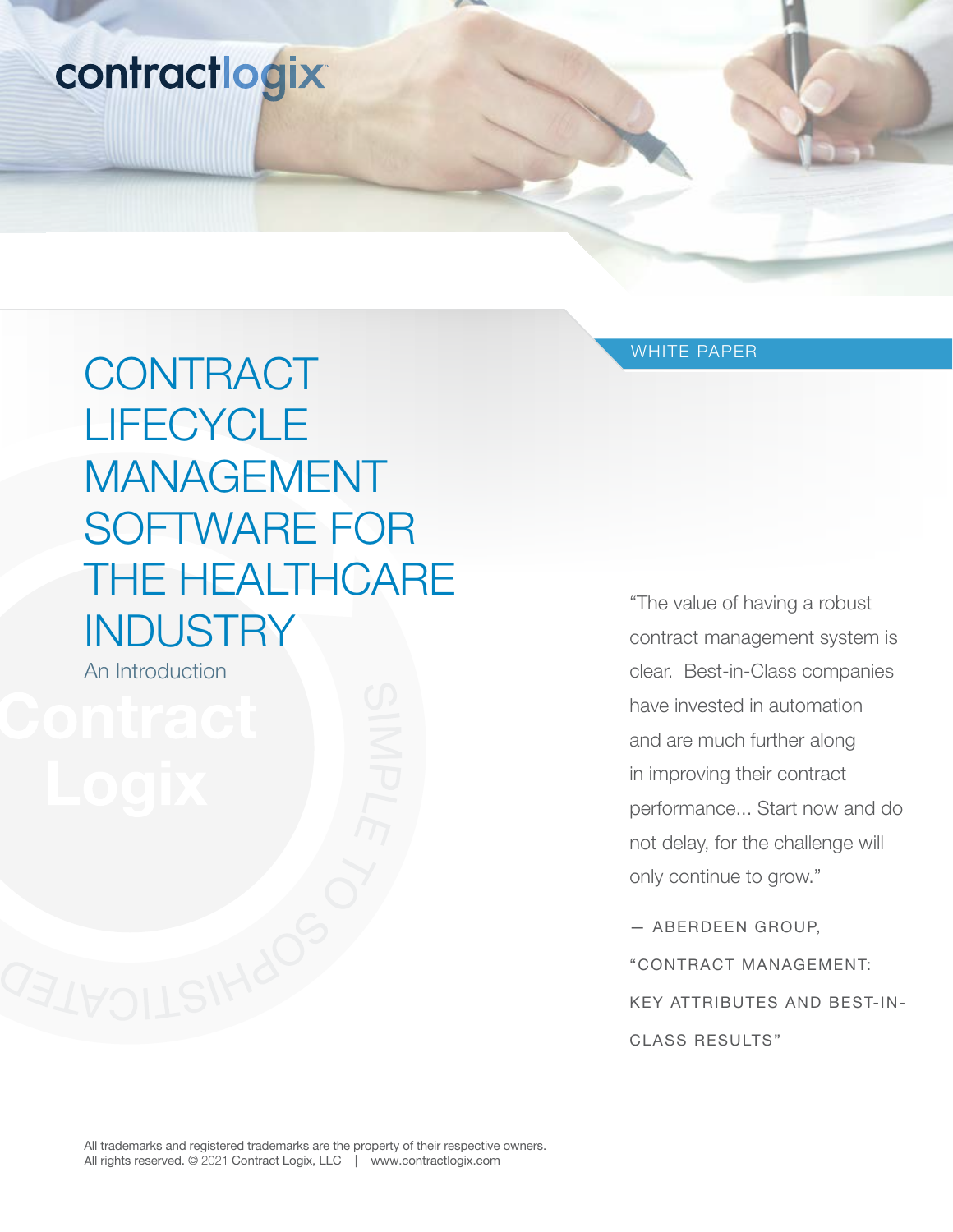contractlogix

WHITE PAPER

# CONTRACT LIFECYCLE MANAGEMENT SOFTWARE FOR THE HEALTHCARE INDUSTRY

An Introduction

"The value of having a robust contract management system is clear. Best-in-Class companies have invested in automation and are much further along in improving their contract performance... Start now and do not delay, for the challenge will only continue to grow."

— ABERDEEN GROUP, "CONTRACT MANAGEMENT: KEY ATTRIBUTES AND BEST-IN-CLASS RESULTS"

All trademarks and registered trademarks are the property of their respective owners.
All rights reserved. © 2021 Contract Logix, LLC | www.contractlogix.com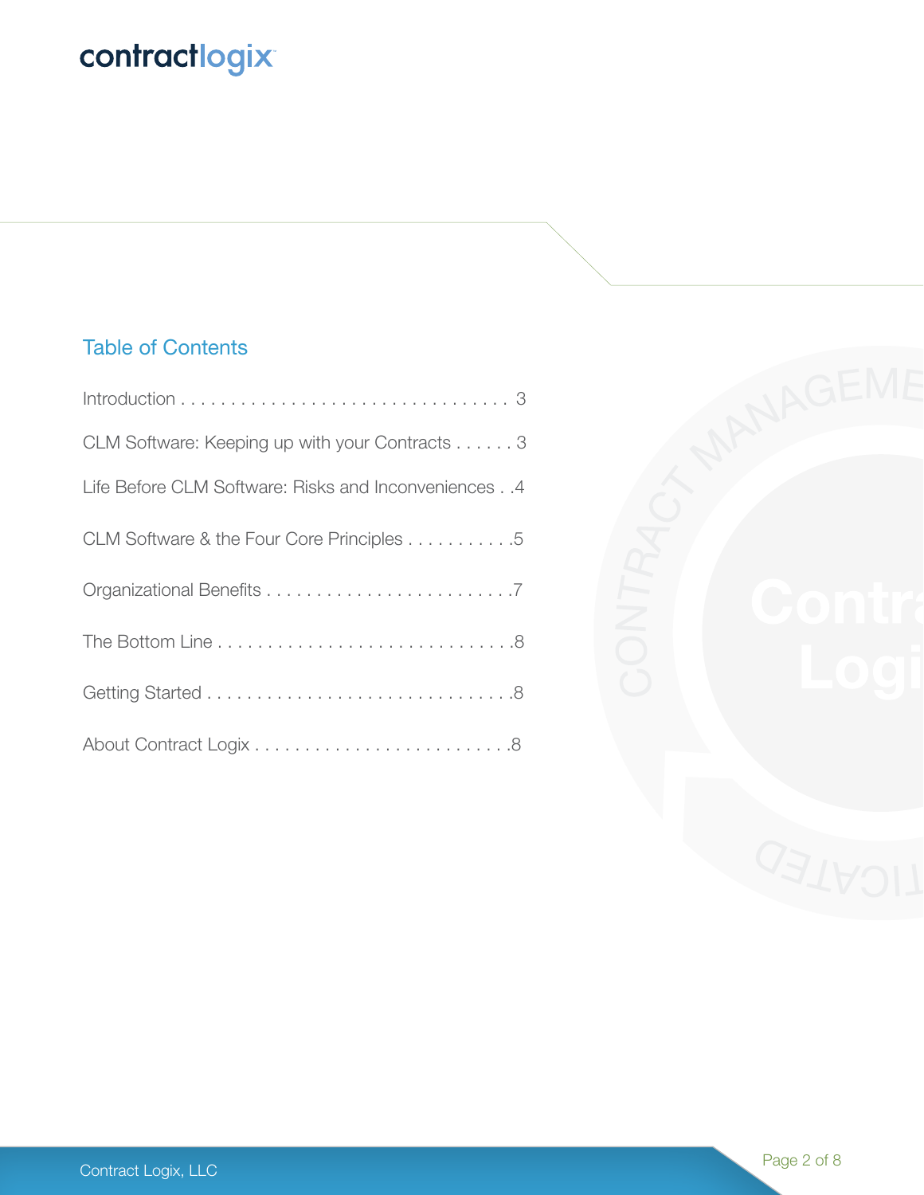## Table of Contents

Introduction . . . . . . . . . . . . . . . . . . . . . . . . . . . . . . . . . . 3

CLM Software: Keeping up with your Contracts . . . . . . 3

Life Before CLM Software: Risks and Inconveniences . . 4

CLM Software & the Four Core Principles . . . . . . . . . . . 5

Organizational Benefits . . . . . . . . . . . . . . . . . . . . . . . . . . 7

The Bottom Line . . . . . . . . . . . . . . . . . . . . . . . . . . . . . . . 8

Getting Started . . . . . . . . . . . . . . . . . . . . . . . . . . . . . . . . 8

About Contract Logix . . . . . . . . . . . . . . . . . . . . . . . . . . . 8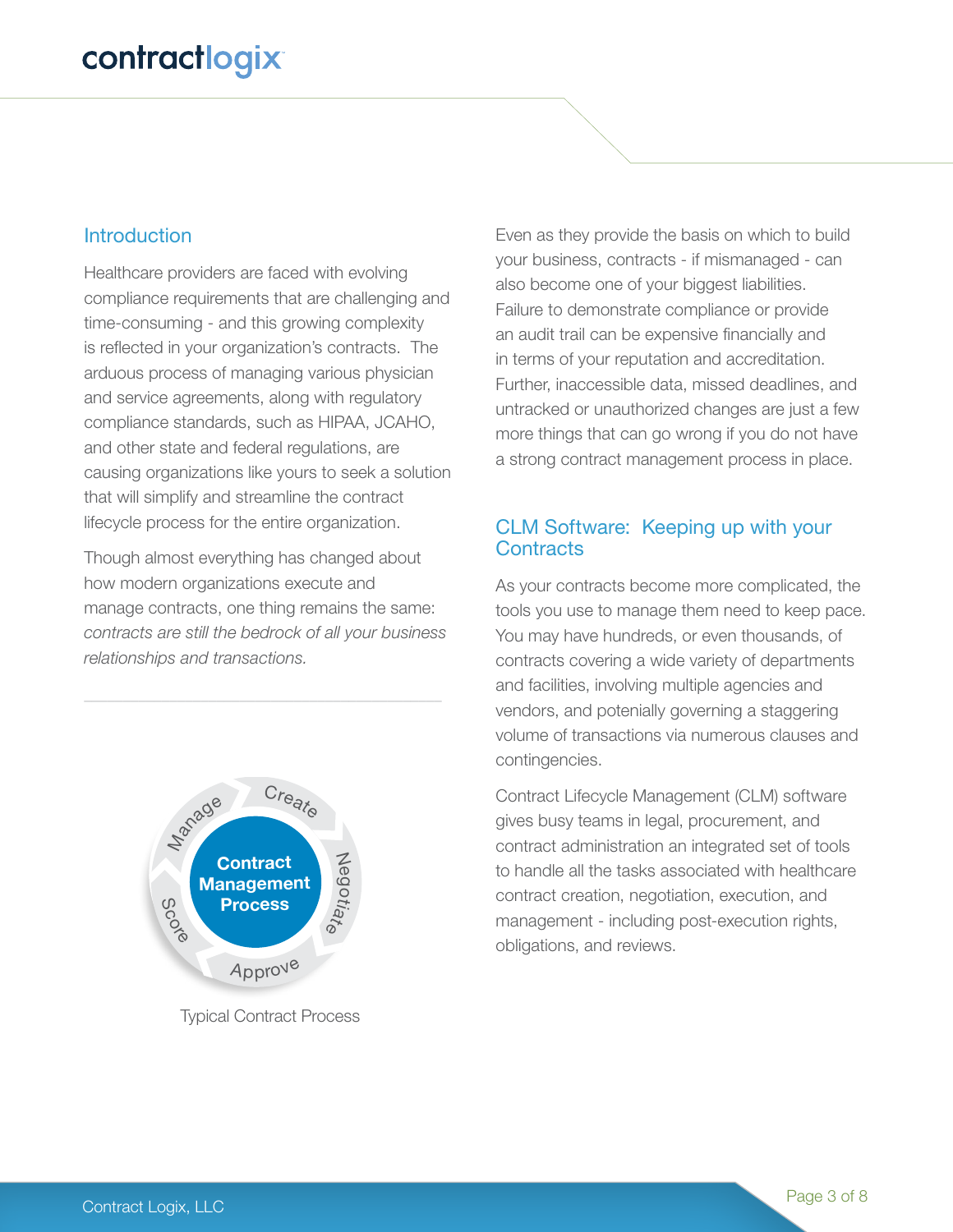## Introduction

Healthcare providers are faced with evolving compliance requirements that are challenging and time-consuming - and this growing complexity is reflected in your organization's contracts. The arduous process of managing various physician and service agreements, along with regulatory compliance standards, such as HIPAA, JCAHO, and other state and federal regulations, are causing organizations like yours to seek a solution that will simplify and streamline the contract lifecycle process for the entire organization.

Though almost everything has changed about how modern organizations execute and manage contracts, one thing remains the same: *contracts are still the bedrock of all your business relationships and transactions.*

Contract Management Process: Create, Negotiate, Approve, Score, Manage

Typical Contract Process

Even as they provide the basis on which to build your business, contracts - if mismanaged - can also become one of your biggest liabilities. Failure to demonstrate compliance or provide an audit trail can be expensive financially and in terms of your reputation and accreditation. Further, inaccessible data, missed deadlines, and untracked or unauthorized changes are just a few more things that can go wrong if you do not have a strong contract management process in place.

## CLM Software: Keeping up with your Contracts

As your contracts become more complicated, the tools you use to manage them need to keep pace. You may have hundreds, or even thousands, of contracts covering a wide variety of departments and facilities, involving multiple agencies and vendors, and potenially governing a staggering volume of transactions via numerous clauses and contingencies.

Contract Lifecycle Management (CLM) software gives busy teams in legal, procurement, and contract administration an integrated set of tools to handle all the tasks associated with healthcare contract creation, negotiation, execution, and management - including post-execution rights, obligations, and reviews.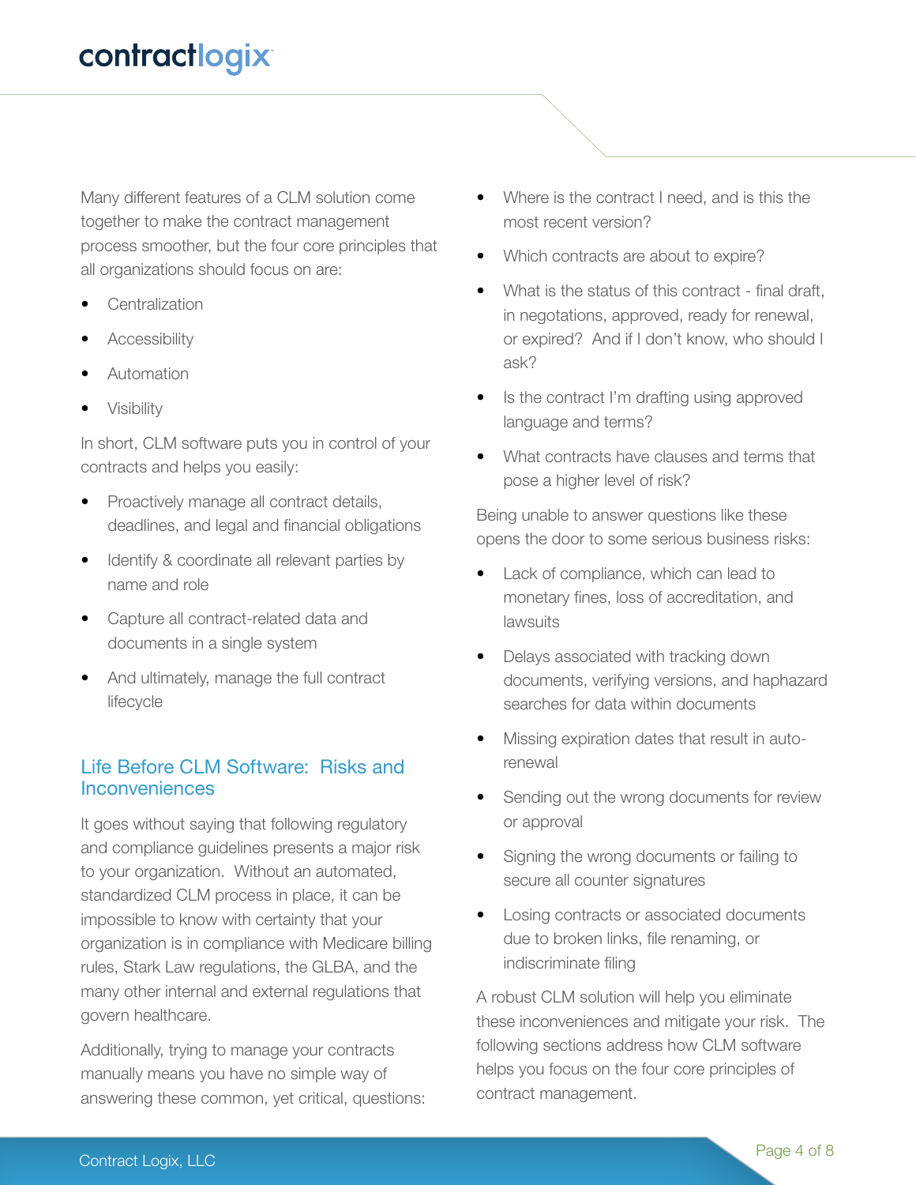Many different features of a CLM solution come together to make the contract management process smoother, but the four core principles that all organizations should focus on are:

- Centralization
- Accessibility
- Automation
- Visibility

In short, CLM software puts you in control of your contracts and helps you easily:

- Proactively manage all contract details, deadlines, and legal and financial obligations
- Identify & coordinate all relevant parties by name and role
- Capture all contract-related data and documents in a single system
- And ultimately, manage the full contract lifecycle

## Life Before CLM Software: Risks and Inconveniences

It goes without saying that following regulatory and compliance guidelines presents a major risk to your organization. Without an automated, standardized CLM process in place, it can be impossible to know with certainty that your organization is in compliance with Medicare billing rules, Stark Law regulations, the GLBA, and the many other internal and external regulations that govern healthcare.

Additionally, trying to manage your contracts manually means you have no simple way of answering these common, yet critical, questions:

- Where is the contract I need, and is this the most recent version?
- Which contracts are about to expire?
- What is the status of this contract - final draft, in negotiations, approved, ready for renewal, or expired? And if I don't know, who should I ask?
- Is the contract I'm drafting using approved language and terms?
- What contracts have clauses and terms that pose a higher level of risk?

Being unable to answer questions like these opens the door to some serious business risks:

- Lack of compliance, which can lead to monetary fines, loss of accreditation, and lawsuits
- Delays associated with tracking down documents, verifying versions, and haphazard searches for data within documents
- Missing expiration dates that result in auto-renewal
- Sending out the wrong documents for review or approval
- Signing the wrong documents or failing to secure all counter signatures
- Losing contracts or associated documents due to broken links, file renaming, or indiscriminate filing

A robust CLM solution will help you eliminate these inconveniences and mitigate your risk. The following sections address how CLM software helps you focus on the four core principles of contract management.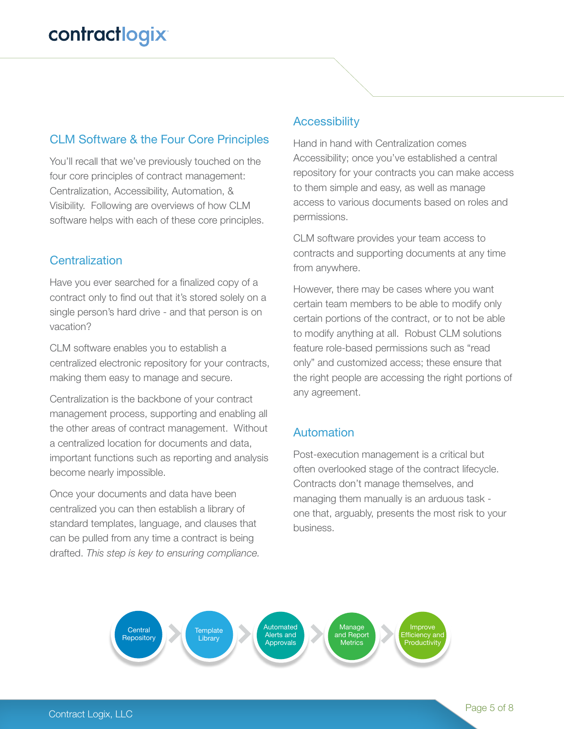## CLM Software & the Four Core Principles

You'll recall that we've previously touched on the four core principles of contract management: Centralization, Accessibility, Automation, & Visibility. Following are overviews of how CLM software helps with each of these core principles.

## Centralization

Have you ever searched for a finalized copy of a contract only to find out that it's stored solely on a single person's hard drive - and that person is on vacation?

CLM software enables you to establish a centralized electronic repository for your contracts, making them easy to manage and secure.

Centralization is the backbone of your contract management process, supporting and enabling all the other areas of contract management. Without a centralized location for documents and data, important functions such as reporting and analysis become nearly impossible.

Once your documents and data have been centralized you can then establish a library of standard templates, language, and clauses that can be pulled from any time a contract is being drafted. *This step is key to ensuring compliance.*

## Accessibility

Hand in hand with Centralization comes Accessibility; once you've established a central repository for your contracts you can make access to them simple and easy, as well as manage access to various documents based on roles and permissions.

CLM software provides your team access to contracts and supporting documents at any time from anywhere.

However, there may be cases where you want certain team members to be able to modify only certain portions of the contract, or to not be able to modify anything at all. Robust CLM solutions feature role-based permissions such as "read only" and customized access; these ensure that the right people are accessing the right portions of any agreement.

## Automation

Post-execution management is a critical but often overlooked stage of the contract lifecycle. Contracts don't manage themselves, and managing them manually is an arduous task - one that, arguably, presents the most risk to your business.

Central Repository → Template Library → Automated Alerts and Approvals → Manage and Report Metrics → Improve Efficiency and Productivity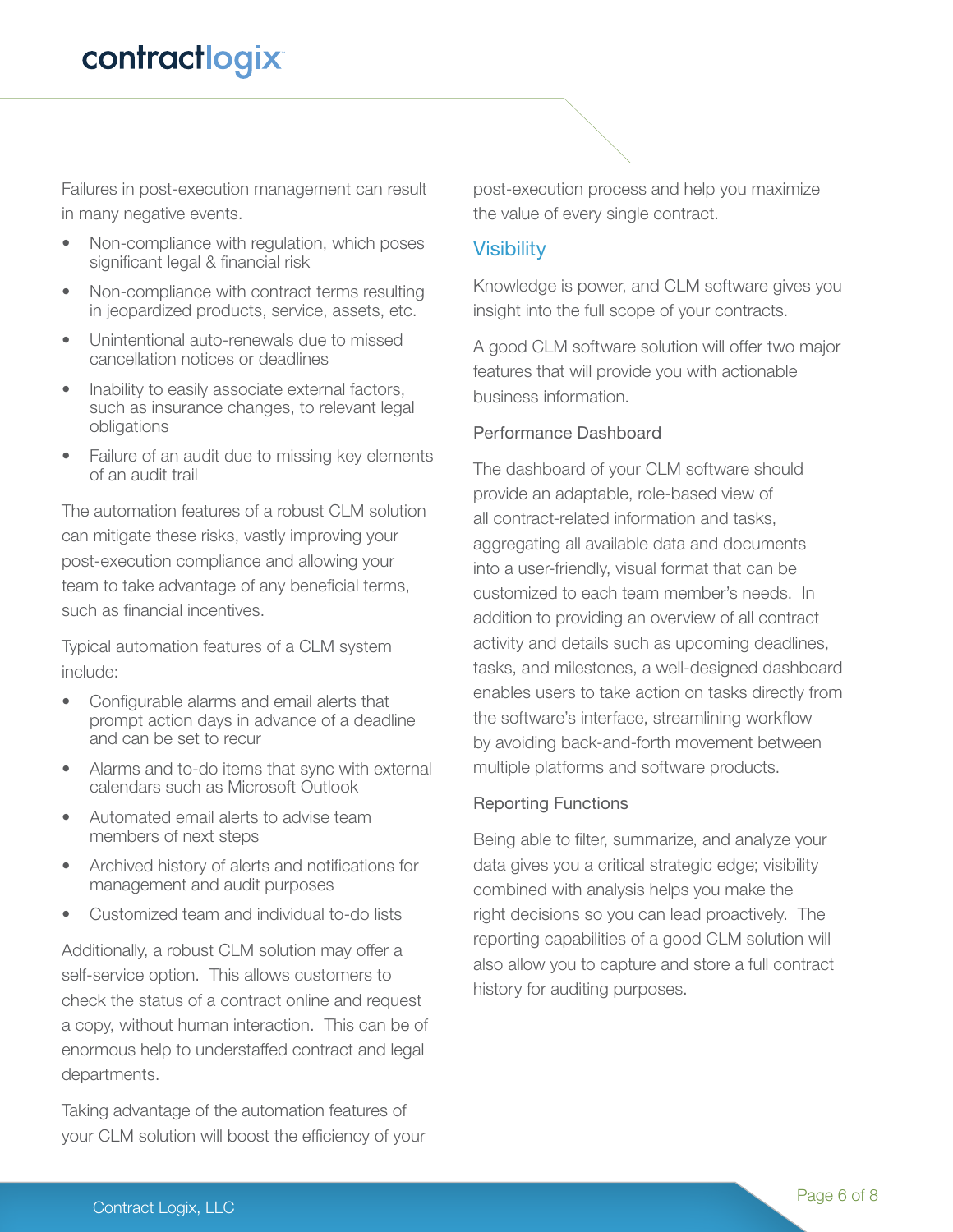Failures in post-execution management can result in many negative events.

- Non-compliance with regulation, which poses significant legal & financial risk
- Non-compliance with contract terms resulting in jeopardized products, service, assets, etc.
- Unintentional auto-renewals due to missed cancellation notices or deadlines
- Inability to easily associate external factors, such as insurance changes, to relevant legal obligations
- Failure of an audit due to missing key elements of an audit trail

The automation features of a robust CLM solution can mitigate these risks, vastly improving your post-execution compliance and allowing your team to take advantage of any beneficial terms, such as financial incentives.

Typical automation features of a CLM system include:

- Configurable alarms and email alerts that prompt action days in advance of a deadline and can be set to recur
- Alarms and to-do items that sync with external calendars such as Microsoft Outlook
- Automated email alerts to advise team members of next steps
- Archived history of alerts and notifications for management and audit purposes
- Customized team and individual to-do lists

Additionally, a robust CLM solution may offer a self-service option. This allows customers to check the status of a contract online and request a copy, without human interaction. This can be of enormous help to understaffed contract and legal departments.

Taking advantage of the automation features of your CLM solution will boost the efficiency of your post-execution process and help you maximize the value of every single contract.

## Visibility

Knowledge is power, and CLM software gives you insight into the full scope of your contracts.

A good CLM software solution will offer two major features that will provide you with actionable business information.

### Performance Dashboard

The dashboard of your CLM software should provide an adaptable, role-based view of all contract-related information and tasks, aggregating all available data and documents into a user-friendly, visual format that can be customized to each team member's needs. In addition to providing an overview of all contract activity and details such as upcoming deadlines, tasks, and milestones, a well-designed dashboard enables users to take action on tasks directly from the software's interface, streamlining workflow by avoiding back-and-forth movement between multiple platforms and software products.

### Reporting Functions

Being able to filter, summarize, and analyze your data gives you a critical strategic edge; visibility combined with analysis helps you make the right decisions so you can lead proactively. The reporting capabilities of a good CLM solution will also allow you to capture and store a full contract history for auditing purposes.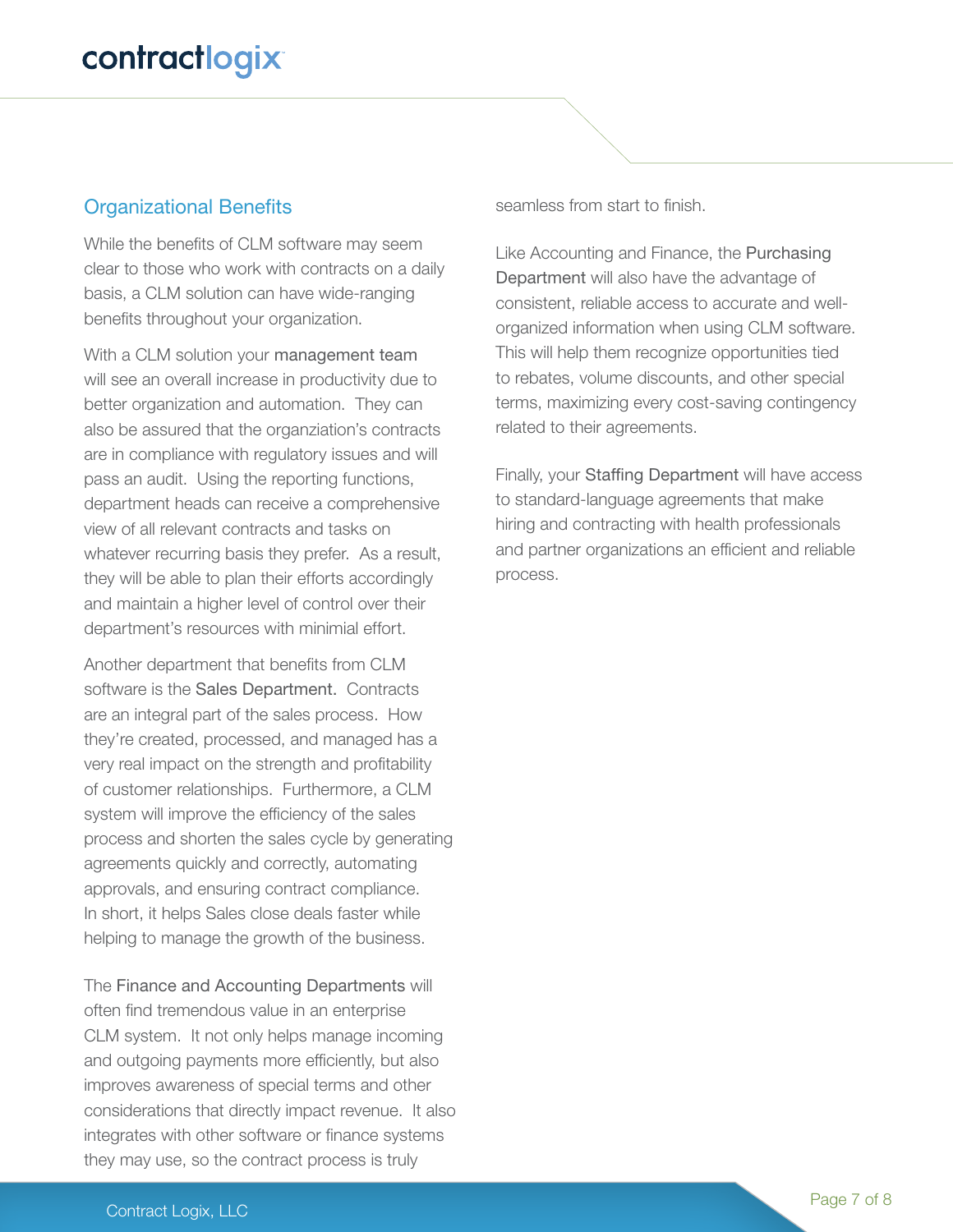## Organizational Benefits

While the benefits of CLM software may seem clear to those who work with contracts on a daily basis, a CLM solution can have wide-ranging benefits throughout your organization.

With a CLM solution your management team will see an overall increase in productivity due to better organization and automation. They can also be assured that the organziation's contracts are in compliance with regulatory issues and will pass an audit. Using the reporting functions, department heads can receive a comprehensive view of all relevant contracts and tasks on whatever recurring basis they prefer. As a result, they will be able to plan their efforts accordingly and maintain a higher level of control over their department's resources with minimial effort.

Another department that benefits from CLM software is the Sales Department. Contracts are an integral part of the sales process. How they're created, processed, and managed has a very real impact on the strength and profitability of customer relationships. Furthermore, a CLM system will improve the efficiency of the sales process and shorten the sales cycle by generating agreements quickly and correctly, automating approvals, and ensuring contract compliance. In short, it helps Sales close deals faster while helping to manage the growth of the business.

The Finance and Accounting Departments will often find tremendous value in an enterprise CLM system. It not only helps manage incoming and outgoing payments more efficiently, but also improves awareness of special terms and other considerations that directly impact revenue. It also integrates with other software or finance systems they may use, so the contract process is truly seamless from start to finish.

Like Accounting and Finance, the Purchasing Department will also have the advantage of consistent, reliable access to accurate and well-organized information when using CLM software. This will help them recognize opportunities tied to rebates, volume discounts, and other special terms, maximizing every cost-saving contingency related to their agreements.

Finally, your Staffing Department will have access to standard-language agreements that make hiring and contracting with health professionals and partner organizations an efficient and reliable process.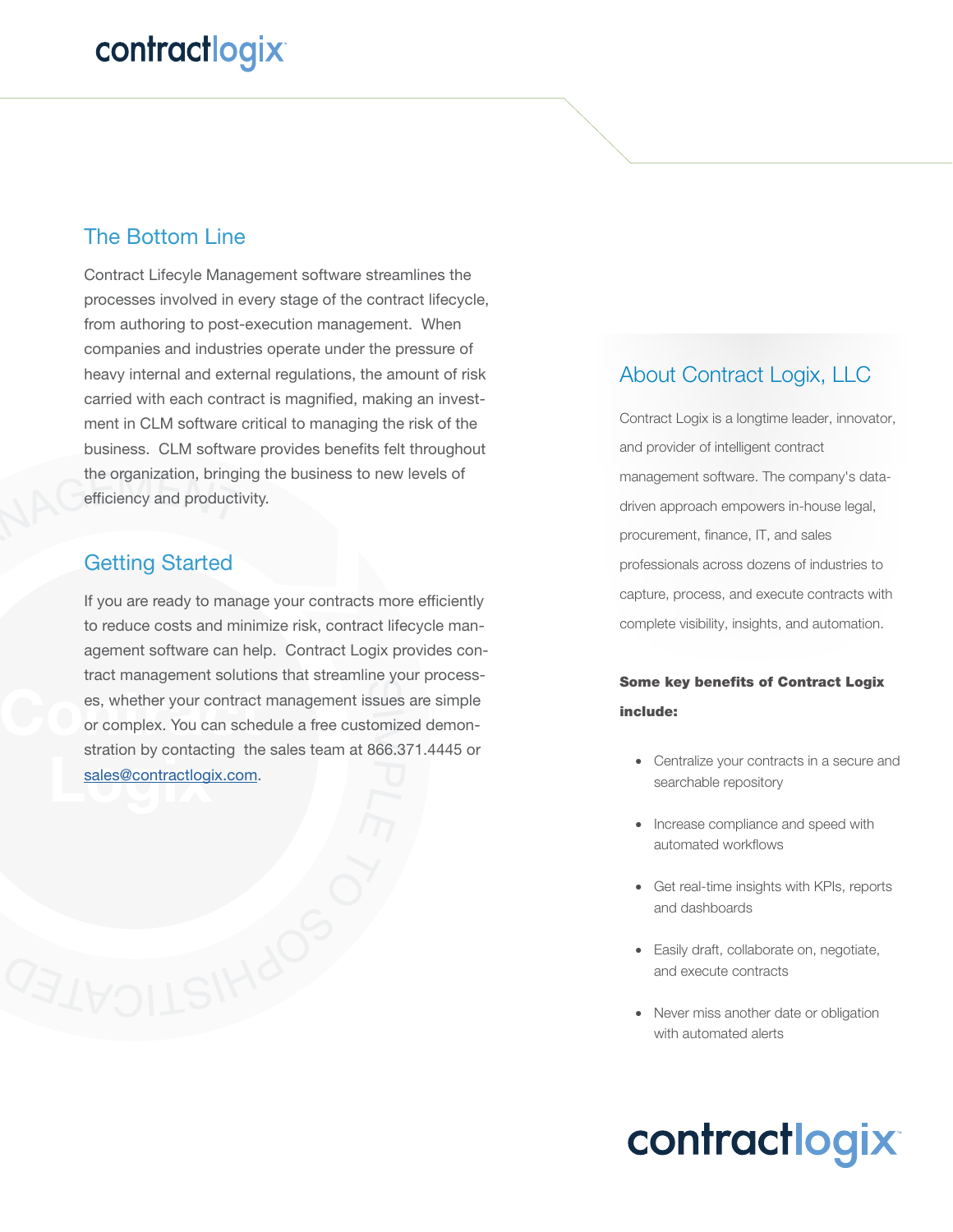## The Bottom Line

Contract Lifecyle Management software streamlines the processes involved in every stage of the contract lifecycle, from authoring to post-execution management. When companies and industries operate under the pressure of heavy internal and external regulations, the amount of risk carried with each contract is magnified, making an investment in CLM software critical to managing the risk of the business. CLM software provides benefits felt throughout the organization, bringing the business to new levels of efficiency and productivity.

## Getting Started

If you are ready to manage your contracts more efficiently to reduce costs and minimize risk, contract lifecycle management software can help. Contract Logix provides contract management solutions that streamline your processes, whether your contract management issues are simple or complex. You can schedule a free customized demonstration by contacting the sales team at 866.371.4445 or sales@contractlogix.com.

## About Contract Logix, LLC

Contract Logix is a longtime leader, innovator, and provider of intelligent contract management software. The company's data-driven approach empowers in-house legal, procurement, finance, IT, and sales professionals across dozens of industries to capture, process, and execute contracts with complete visibility, insights, and automation.

**Some key benefits of Contract Logix include:**

- Centralize your contracts in a secure and searchable repository
- Increase compliance and speed with automated workflows
- Get real-time insights with KPIs, reports and dashboards
- Easily draft, collaborate on, negotiate, and execute contracts
- Never miss another date or obligation with automated alerts

contractlogix